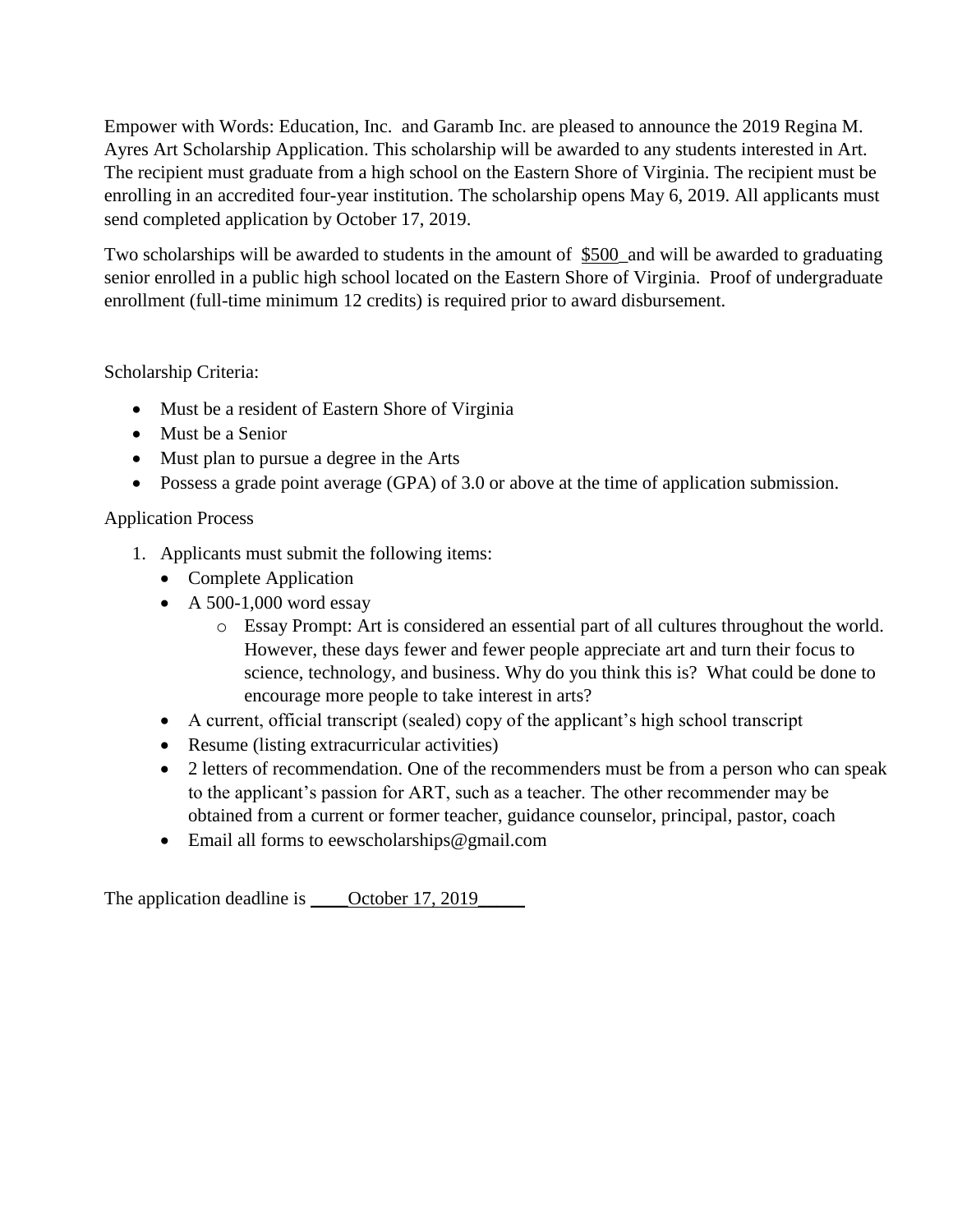Empower with Words: Education, Inc. and Garamb Inc. are pleased to announce the 2019 Regina M. Ayres Art Scholarship Application. This scholarship will be awarded to any students interested in Art. The recipient must graduate from a high school on the Eastern Shore of Virginia. The recipient must be enrolling in an accredited four-year institution. The scholarship opens May 6, 2019. All applicants must send completed application by October 17, 2019.

Two scholarships will be awarded to students in the amount of <u>$500</u> and will be awarded to graduating senior enrolled in a public high school located on the Eastern Shore of Virginia. Proof of undergraduate enrollment (full-time minimum 12 credits) is required prior to award disbursement.

Scholarship Criteria:

- Must be a resident of Eastern Shore of Virginia
- Must be a Senior
- Must plan to pursue a degree in the Arts
- Possess a grade point average (GPA) of 3.0 or above at the time of application submission.

Application Process

1. Applicants must submit the following items:
   - Complete Application
   - A 500-1,000 word essay
     - Essay Prompt: Art is considered an essential part of all cultures throughout the world. However, these days fewer and fewer people appreciate art and turn their focus to science, technology, and business. Why do you think this is? What could be done to encourage more people to take interest in arts?
   - A current, official transcript (sealed) copy of the applicant's high school transcript
   - Resume (listing extracurricular activities)
   - 2 letters of recommendation. One of the recommenders must be from a person who can speak to the applicant's passion for ART, such as a teacher. The other recommender may be obtained from a current or former teacher, guidance counselor, principal, pastor, coach
   - Email all forms to eewscholarships@gmail.com

The application deadline is <u>October 17, 2019</u>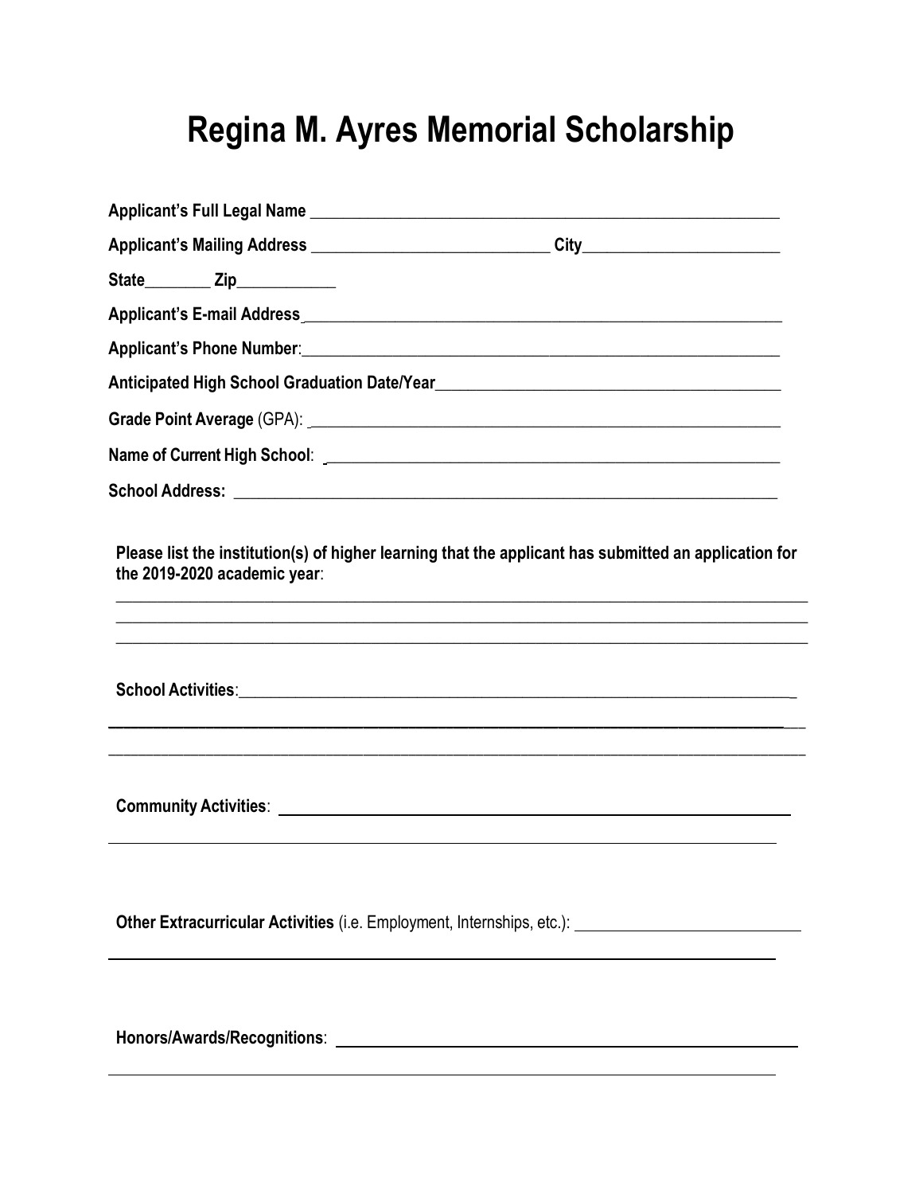# Regina M. Ayres Memorial Scholarship

**Applicant's Full Legal Name** ______________________________________________

**Applicant's Mailing Address** ______________________ **City**__________________

**State**_______ **Zip**__________

**Applicant's E-mail Address**______________________________________________

**Applicant's Phone Number**:______________________________________________

**Anticipated High School Graduation Date/Year**________________________________

**Grade Point Average** (GPA): ______________________________________________

**Name of Current High School**: ____________________________________________

**School Address:** _________________________________________________________

**Please list the institution(s) of higher learning that the applicant has submitted an application for the 2019-2020 academic year**:

______________________________________________________________________

______________________________________________________________________

______________________________________________________________________

**School Activities**:__________________________________________________________

______________________________________________________________________

______________________________________________________________________

**Community Activities**: ______________________________________________________

______________________________________________________________________

**Other Extracurricular Activities** (i.e. Employment, Internships, etc.): ____________________

______________________________________________________________________

**Honors/Awards/Recognitions**: ________________________________________________

______________________________________________________________________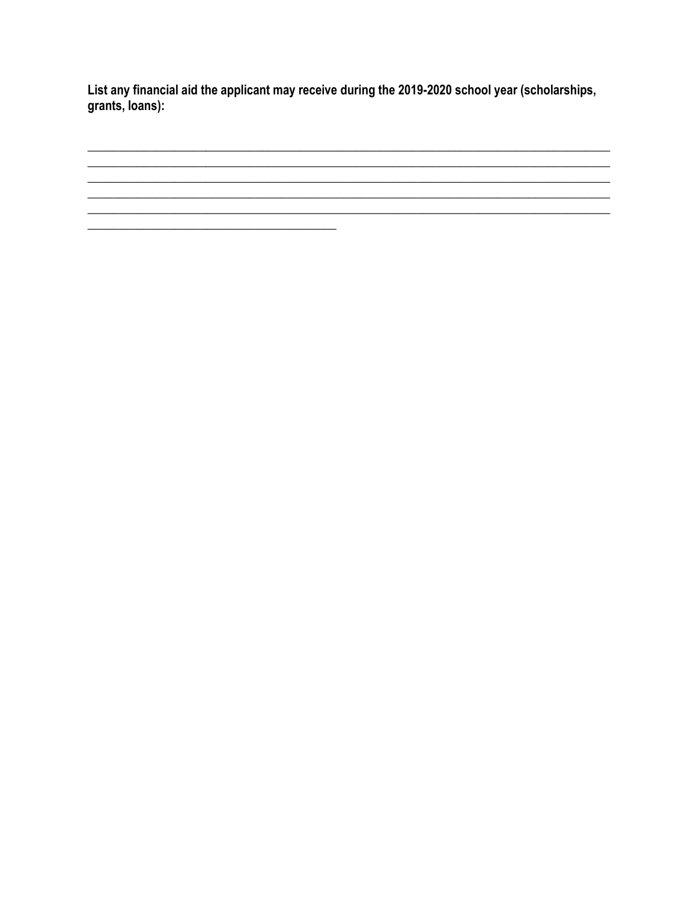**List any financial aid the applicant may receive during the 2019-2020 school year (scholarships, grants, loans):**

______________________________________________________________________________
______________________________________________________________________________
______________________________________________________________________________
______________________________________________________________________________
______________________________________________________________________________
_____________________________________